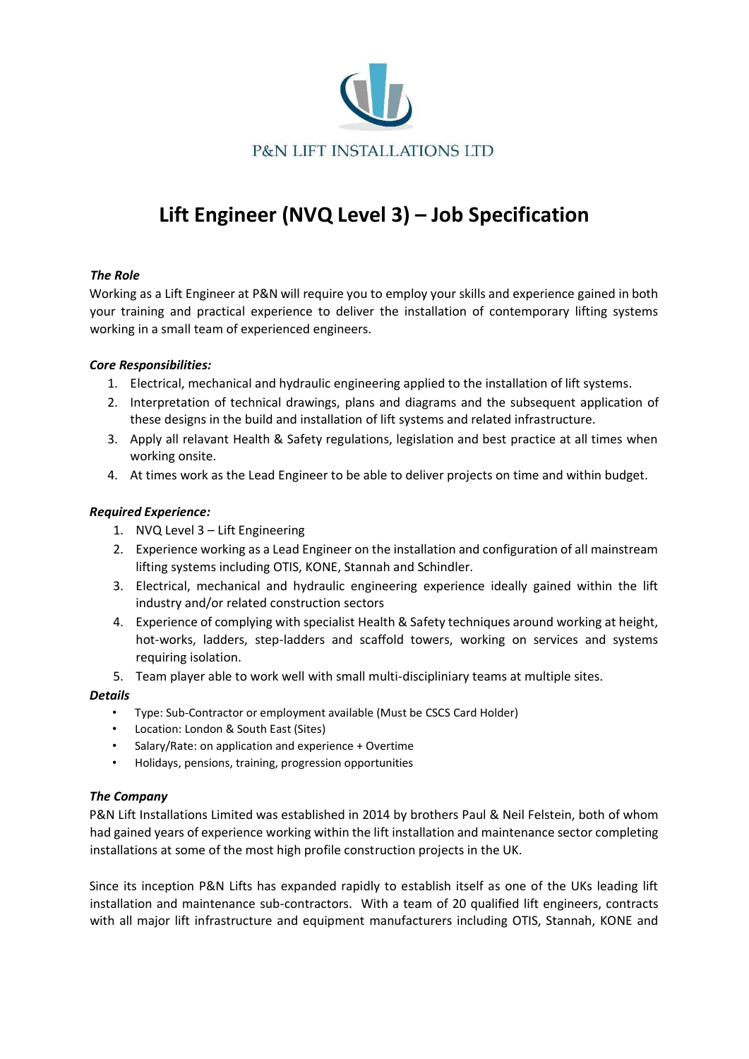P&N LIFT INSTALLATIONS LTD

# Lift Engineer (NVQ Level 3) – Job Specification

***The Role***

Working as a Lift Engineer at P&N will require you to employ your skills and experience gained in both your training and practical experience to deliver the installation of contemporary lifting systems working in a small team of experienced engineers.

***Core Responsibilities:***

1. Electrical, mechanical and hydraulic engineering applied to the installation of lift systems.
2. Interpretation of technical drawings, plans and diagrams and the subsequent application of these designs in the build and installation of lift systems and related infrastructure.
3. Apply all relavant Health & Safety regulations, legislation and best practice at all times when working onsite.
4. At times work as the Lead Engineer to be able to deliver projects on time and within budget.

***Required Experience:***

1. NVQ Level 3 – Lift Engineering
2. Experience working as a Lead Engineer on the installation and configuration of all mainstream lifting systems including OTIS, KONE, Stannah and Schindler.
3. Electrical, mechanical and hydraulic engineering experience ideally gained within the lift industry and/or related construction sectors
4. Experience of complying with specialist Health & Safety techniques around working at height, hot-works, ladders, step-ladders and scaffold towers, working on services and systems requiring isolation.
5. Team player able to work well with small multi-discipliniary teams at multiple sites.

***Details***

- Type: Sub-Contractor or employment available (Must be CSCS Card Holder)
- Location: London & South East (Sites)
- Salary/Rate: on application and experience + Overtime
- Holidays, pensions, training, progression opportunities

***The Company***

P&N Lift Installations Limited was established in 2014 by brothers Paul & Neil Felstein, both of whom had gained years of experience working within the lift installation and maintenance sector completing installations at some of the most high profile construction projects in the UK.

Since its inception P&N Lifts has expanded rapidly to establish itself as one of the UKs leading lift installation and maintenance sub-contractors. With a team of 20 qualified lift engineers, contracts with all major lift infrastructure and equipment manufacturers including OTIS, Stannah, KONE and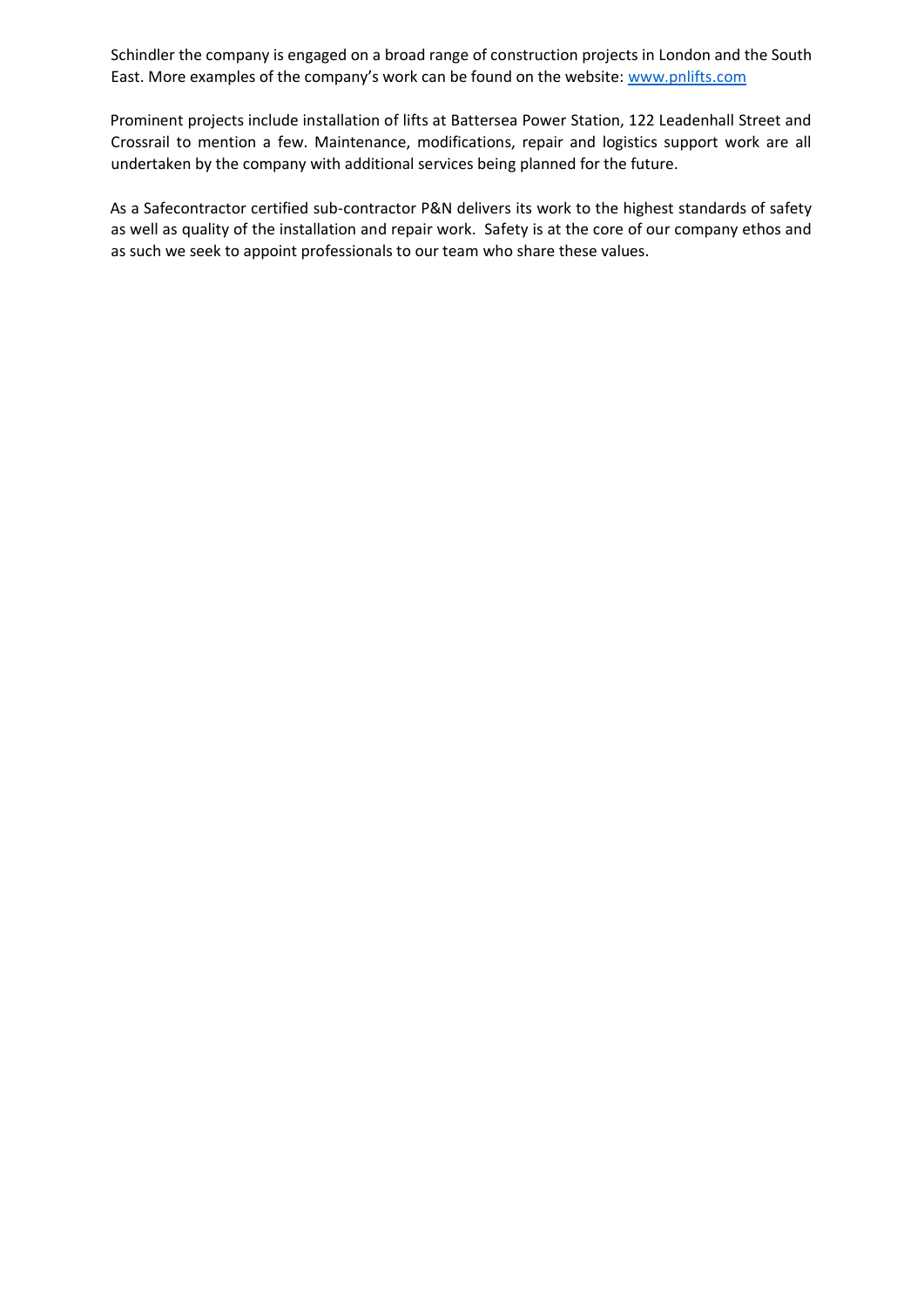Schindler the company is engaged on a broad range of construction projects in London and the South East. More examples of the company's work can be found on the website: [www.pnlifts.com](http://www.pnlifts.com)

Prominent projects include installation of lifts at Battersea Power Station, 122 Leadenhall Street and Crossrail to mention a few. Maintenance, modifications, repair and logistics support work are all undertaken by the company with additional services being planned for the future.

As a Safecontractor certified sub-contractor P&N delivers its work to the highest standards of safety as well as quality of the installation and repair work. Safety is at the core of our company ethos and as such we seek to appoint professionals to our team who share these values.